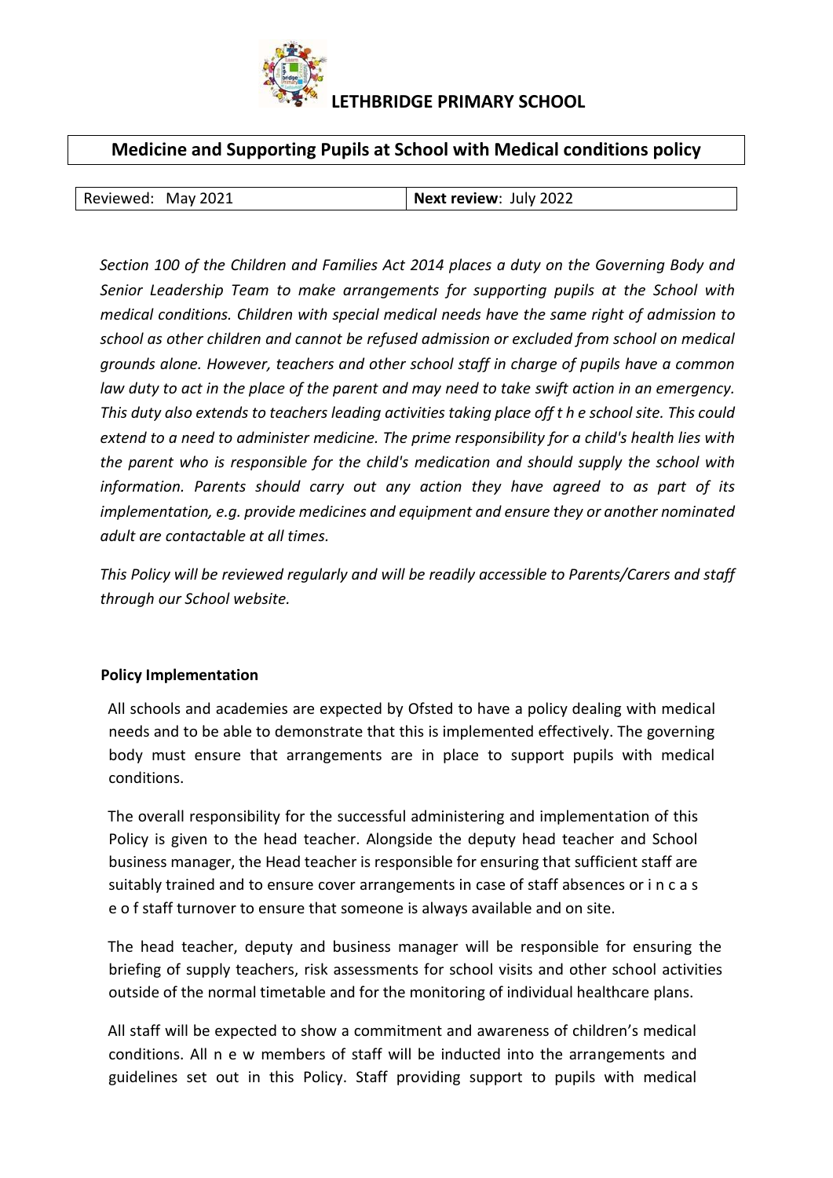# LETHBRIDGE PRIMARY SCHOOL

## Medicine and Supporting Pupils at School with Medical conditions policy

| Reviewed: May 2021 | **Next review**: July 2022 |
|---|---|

*Section 100 of the Children and Families Act 2014 places a duty on the Governing Body and Senior Leadership Team to make arrangements for supporting pupils at the School with medical conditions. Children with special medical needs have the same right of admission to school as other children and cannot be refused admission or excluded from school on medical grounds alone. However, teachers and other school staff in charge of pupils have a common law duty to act in the place of the parent and may need to take swift action in an emergency. This duty also extends to teachers leading activities taking place off the school site. This could extend to a need to administer medicine. The prime responsibility for a child's health lies with the parent who is responsible for the child's medication and should supply the school with information. Parents should carry out any action they have agreed to as part of its implementation, e.g. provide medicines and equipment and ensure they or another nominated adult are contactable at all times.*

*This Policy will be reviewed regularly and will be readily accessible to Parents/Carers and staff through our School website.*

**Policy Implementation**

All schools and academies are expected by Ofsted to have a policy dealing with medical needs and to be able to demonstrate that this is implemented effectively. The governing body must ensure that arrangements are in place to support pupils with medical conditions.

The overall responsibility for the successful administering and implementation of this Policy is given to the head teacher. Alongside the deputy head teacher and School business manager, the Head teacher is responsible for ensuring that sufficient staff are suitably trained and to ensure cover arrangements in case of staff absences or in case of staff turnover to ensure that someone is always available and on site.

The head teacher, deputy and business manager will be responsible for ensuring the briefing of supply teachers, risk assessments for school visits and other school activities outside of the normal timetable and for the monitoring of individual healthcare plans.

All staff will be expected to show a commitment and awareness of children's medical conditions. All new members of staff will be inducted into the arrangements and guidelines set out in this Policy. Staff providing support to pupils with medical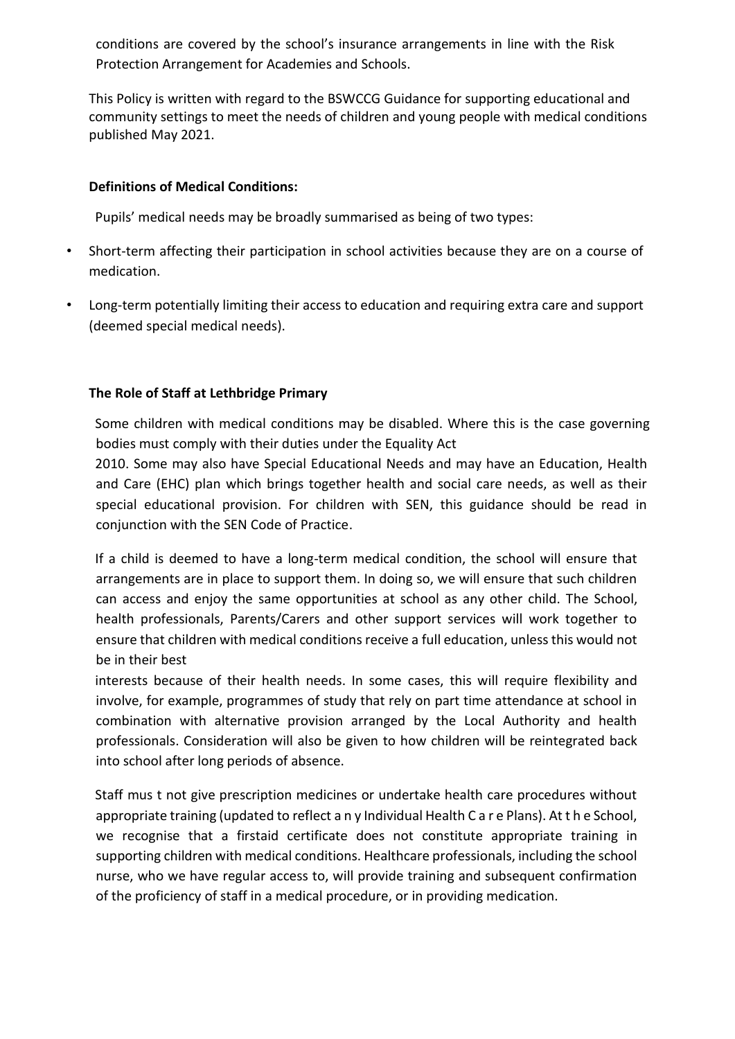conditions are covered by the school's insurance arrangements in line with the Risk Protection Arrangement for Academies and Schools.

This Policy is written with regard to the BSWCCG Guidance for supporting educational and community settings to meet the needs of children and young people with medical conditions published May 2021.

**Definitions of Medical Conditions:**

Pupils' medical needs may be broadly summarised as being of two types:

- Short-term affecting their participation in school activities because they are on a course of medication.
- Long-term potentially limiting their access to education and requiring extra care and support (deemed special medical needs).

**The Role of Staff at Lethbridge Primary**

Some children with medical conditions may be disabled. Where this is the case governing bodies must comply with their duties under the Equality Act 2010. Some may also have Special Educational Needs and may have an Education, Health and Care (EHC) plan which brings together health and social care needs, as well as their special educational provision. For children with SEN, this guidance should be read in conjunction with the SEN Code of Practice.

If a child is deemed to have a long-term medical condition, the school will ensure that arrangements are in place to support them. In doing so, we will ensure that such children can access and enjoy the same opportunities at school as any other child. The School, health professionals, Parents/Carers and other support services will work together to ensure that children with medical conditions receive a full education, unless this would not be in their best interests because of their health needs. In some cases, this will require flexibility and involve, for example, programmes of study that rely on part time attendance at school in combination with alternative provision arranged by the Local Authority and health professionals. Consideration will also be given to how children will be reintegrated back into school after long periods of absence.

Staff must not give prescription medicines or undertake health care procedures without appropriate training (updated to reflect any Individual Health Care Plans). At the School, we recognise that a firstaid certificate does not constitute appropriate training in supporting children with medical conditions. Healthcare professionals, including the school nurse, who we have regular access to, will provide training and subsequent confirmation of the proficiency of staff in a medical procedure, or in providing medication.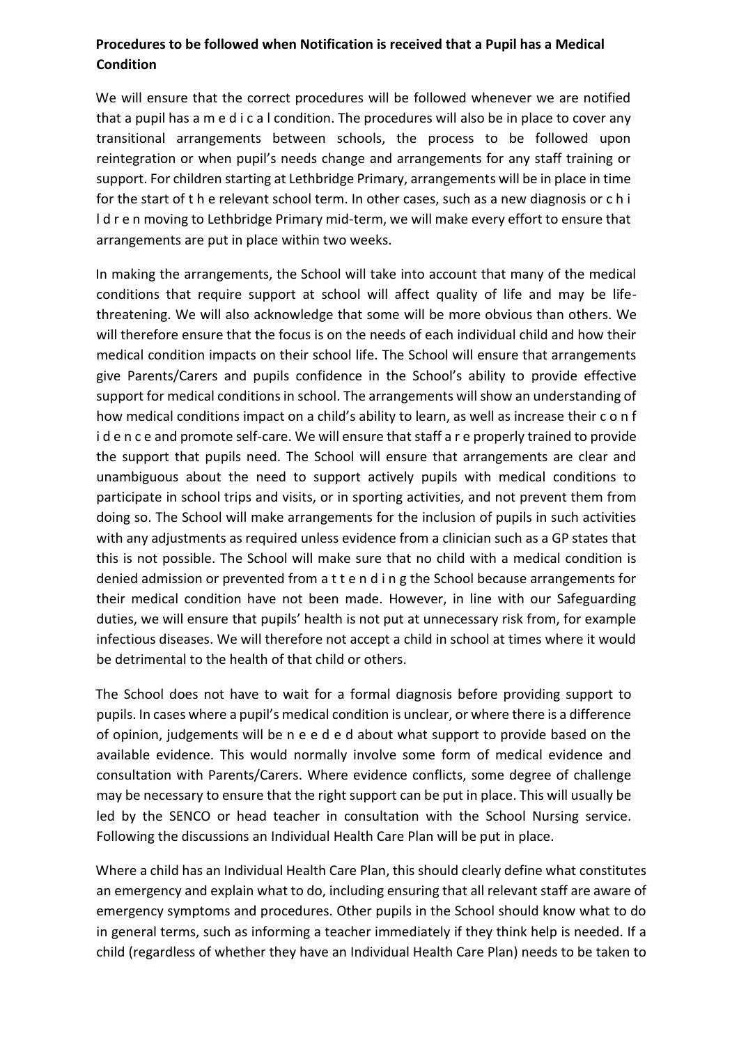**Procedures to be followed when Notification is received that a Pupil has a Medical Condition**

We will ensure that the correct procedures will be followed whenever we are notified that a pupil has a medical condition. The procedures will also be in place to cover any transitional arrangements between schools, the process to be followed upon reintegration or when pupil's needs change and arrangements for any staff training or support. For children starting at Lethbridge Primary, arrangements will be in place in time for the start of the relevant school term. In other cases, such as a new diagnosis or children moving to Lethbridge Primary mid-term, we will make every effort to ensure that arrangements are put in place within two weeks.

In making the arrangements, the School will take into account that many of the medical conditions that require support at school will affect quality of life and may be life-threatening. We will also acknowledge that some will be more obvious than others. We will therefore ensure that the focus is on the needs of each individual child and how their medical condition impacts on their school life. The School will ensure that arrangements give Parents/Carers and pupils confidence in the School's ability to provide effective support for medical conditions in school. The arrangements will show an understanding of how medical conditions impact on a child's ability to learn, as well as increase their confidence and promote self-care. We will ensure that staff are properly trained to provide the support that pupils need. The School will ensure that arrangements are clear and unambiguous about the need to support actively pupils with medical conditions to participate in school trips and visits, or in sporting activities, and not prevent them from doing so. The School will make arrangements for the inclusion of pupils in such activities with any adjustments as required unless evidence from a clinician such as a GP states that this is not possible. The School will make sure that no child with a medical condition is denied admission or prevented from attending the School because arrangements for their medical condition have not been made. However, in line with our Safeguarding duties, we will ensure that pupils' health is not put at unnecessary risk from, for example infectious diseases. We will therefore not accept a child in school at times where it would be detrimental to the health of that child or others.

The School does not have to wait for a formal diagnosis before providing support to pupils. In cases where a pupil's medical condition is unclear, or where there is a difference of opinion, judgements will be needed about what support to provide based on the available evidence. This would normally involve some form of medical evidence and consultation with Parents/Carers. Where evidence conflicts, some degree of challenge may be necessary to ensure that the right support can be put in place. This will usually be led by the SENCO or head teacher in consultation with the School Nursing service. Following the discussions an Individual Health Care Plan will be put in place.

Where a child has an Individual Health Care Plan, this should clearly define what constitutes an emergency and explain what to do, including ensuring that all relevant staff are aware of emergency symptoms and procedures. Other pupils in the School should know what to do in general terms, such as informing a teacher immediately if they think help is needed. If a child (regardless of whether they have an Individual Health Care Plan) needs to be taken to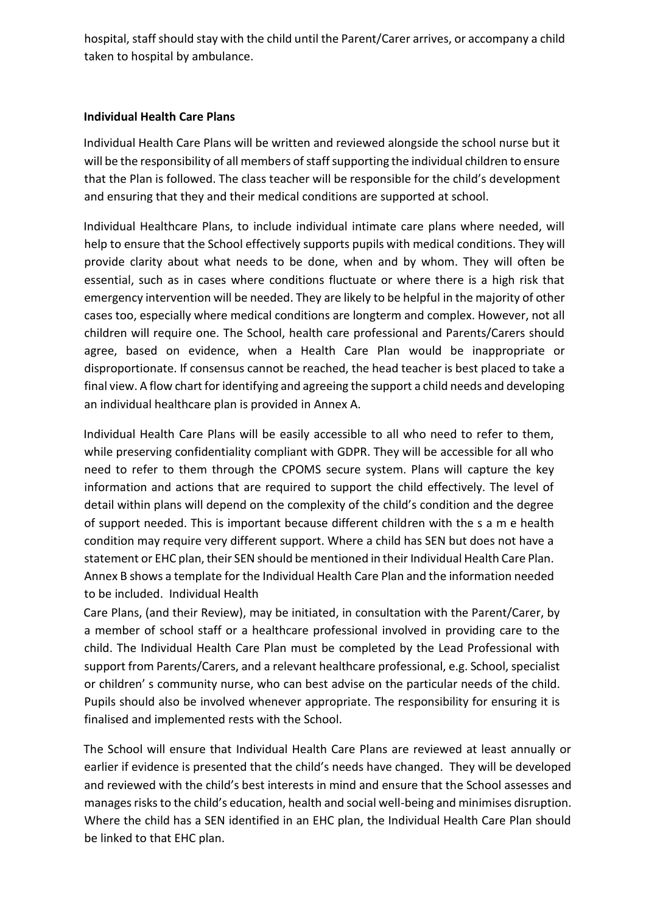hospital, staff should stay with the child until the Parent/Carer arrives, or accompany a child taken to hospital by ambulance.

**Individual Health Care Plans**

Individual Health Care Plans will be written and reviewed alongside the school nurse but it will be the responsibility of all members of staff supporting the individual children to ensure that the Plan is followed. The class teacher will be responsible for the child's development and ensuring that they and their medical conditions are supported at school.

Individual Healthcare Plans, to include individual intimate care plans where needed, will help to ensure that the School effectively supports pupils with medical conditions. They will provide clarity about what needs to be done, when and by whom. They will often be essential, such as in cases where conditions fluctuate or where there is a high risk that emergency intervention will be needed. They are likely to be helpful in the majority of other cases too, especially where medical conditions are longterm and complex. However, not all children will require one. The School, health care professional and Parents/Carers should agree, based on evidence, when a Health Care Plan would be inappropriate or disproportionate. If consensus cannot be reached, the head teacher is best placed to take a final view. A flow chart for identifying and agreeing the support a child needs and developing an individual healthcare plan is provided in Annex A.

Individual Health Care Plans will be easily accessible to all who need to refer to them, while preserving confidentiality compliant with GDPR. They will be accessible for all who need to refer to them through the CPOMS secure system. Plans will capture the key information and actions that are required to support the child effectively. The level of detail within plans will depend on the complexity of the child's condition and the degree of support needed. This is important because different children with the s a m e health condition may require very different support. Where a child has SEN but does not have a statement or EHC plan, their SEN should be mentioned in their Individual Health Care Plan. Annex B shows a template for the Individual Health Care Plan and the information needed to be included. Individual Health Care Plans, (and their Review), may be initiated, in consultation with the Parent/Carer, by a member of school staff or a healthcare professional involved in providing care to the child. The Individual Health Care Plan must be completed by the Lead Professional with support from Parents/Carers, and a relevant healthcare professional, e.g. School, specialist or children' s community nurse, who can best advise on the particular needs of the child. Pupils should also be involved whenever appropriate. The responsibility for ensuring it is finalised and implemented rests with the School.

The School will ensure that Individual Health Care Plans are reviewed at least annually or earlier if evidence is presented that the child's needs have changed. They will be developed and reviewed with the child's best interests in mind and ensure that the School assesses and manages risks to the child's education, health and social well-being and minimises disruption. Where the child has a SEN identified in an EHC plan, the Individual Health Care Plan should be linked to that EHC plan.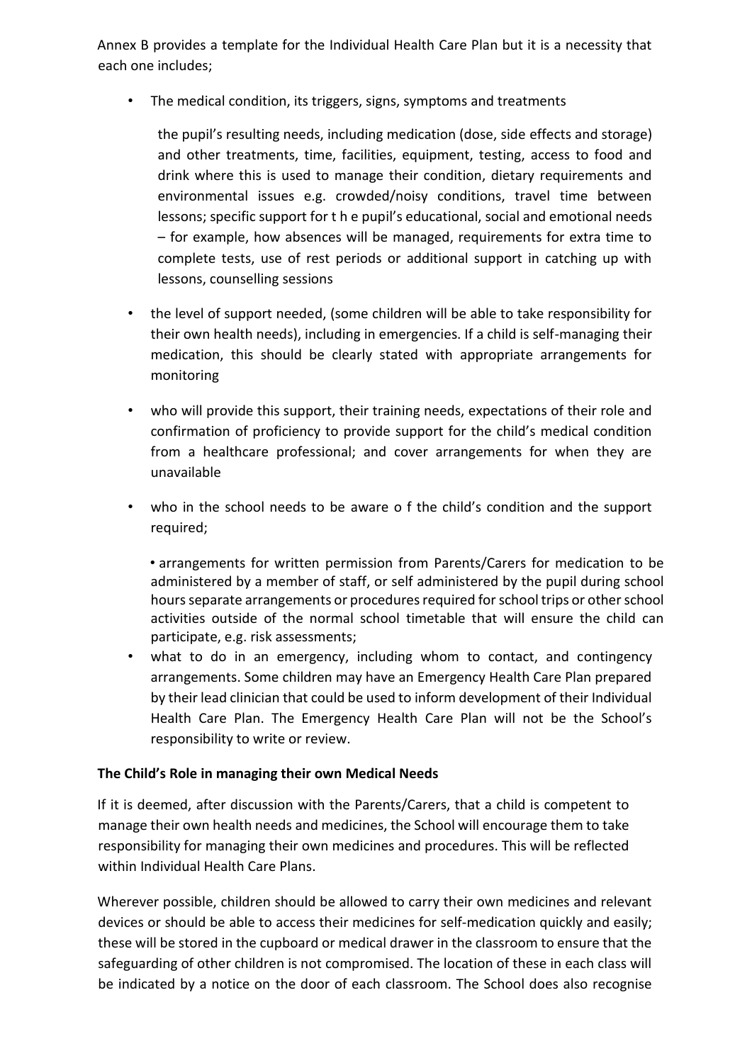Annex B provides a template for the Individual Health Care Plan but it is a necessity that each one includes;

- The medical condition, its triggers, signs, symptoms and treatments

  the pupil's resulting needs, including medication (dose, side effects and storage) and other treatments, time, facilities, equipment, testing, access to food and drink where this is used to manage their condition, dietary requirements and environmental issues e.g. crowded/noisy conditions, travel time between lessons; specific support for the pupil's educational, social and emotional needs – for example, how absences will be managed, requirements for extra time to complete tests, use of rest periods or additional support in catching up with lessons, counselling sessions

- the level of support needed, (some children will be able to take responsibility for their own health needs), including in emergencies. If a child is self-managing their medication, this should be clearly stated with appropriate arrangements for monitoring

- who will provide this support, their training needs, expectations of their role and confirmation of proficiency to provide support for the child's medical condition from a healthcare professional; and cover arrangements for when they are unavailable

- who in the school needs to be aware of the child's condition and the support required;

  • arrangements for written permission from Parents/Carers for medication to be administered by a member of staff, or self administered by the pupil during school hours separate arrangements or procedures required for school trips or other school activities outside of the normal school timetable that will ensure the child can participate, e.g. risk assessments;

- what to do in an emergency, including whom to contact, and contingency arrangements. Some children may have an Emergency Health Care Plan prepared by their lead clinician that could be used to inform development of their Individual Health Care Plan. The Emergency Health Care Plan will not be the School's responsibility to write or review.

**The Child's Role in managing their own Medical Needs**

If it is deemed, after discussion with the Parents/Carers, that a child is competent to manage their own health needs and medicines, the School will encourage them to take responsibility for managing their own medicines and procedures. This will be reflected within Individual Health Care Plans.

Wherever possible, children should be allowed to carry their own medicines and relevant devices or should be able to access their medicines for self-medication quickly and easily; these will be stored in the cupboard or medical drawer in the classroom to ensure that the safeguarding of other children is not compromised. The location of these in each class will be indicated by a notice on the door of each classroom. The School does also recognise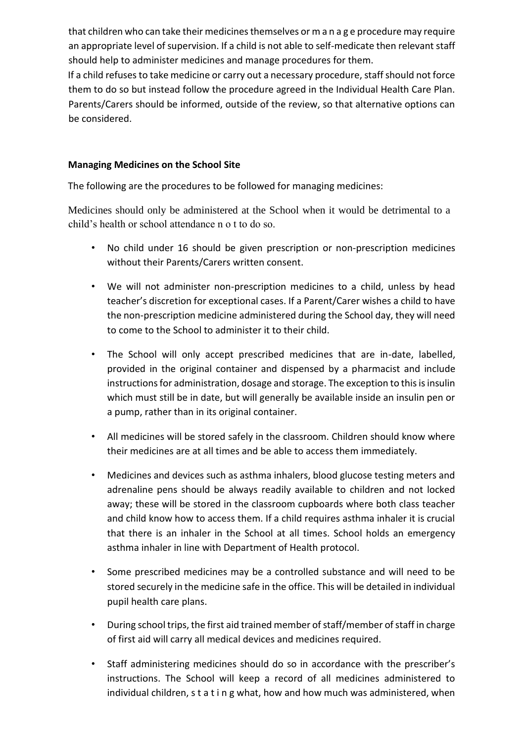that children who can take their medicines themselves or manage procedure may require an appropriate level of supervision. If a child is not able to self-medicate then relevant staff should help to administer medicines and manage procedures for them.

If a child refuses to take medicine or carry out a necessary procedure, staff should not force them to do so but instead follow the procedure agreed in the Individual Health Care Plan. Parents/Carers should be informed, outside of the review, so that alternative options can be considered.

**Managing Medicines on the School Site**

The following are the procedures to be followed for managing medicines:

Medicines should only be administered at the School when it would be detrimental to a child's health or school attendance not to do so.

- No child under 16 should be given prescription or non-prescription medicines without their Parents/Carers written consent.
- We will not administer non-prescription medicines to a child, unless by head teacher's discretion for exceptional cases. If a Parent/Carer wishes a child to have the non-prescription medicine administered during the School day, they will need to come to the School to administer it to their child.
- The School will only accept prescribed medicines that are in-date, labelled, provided in the original container and dispensed by a pharmacist and include instructions for administration, dosage and storage. The exception to this is insulin which must still be in date, but will generally be available inside an insulin pen or a pump, rather than in its original container.
- All medicines will be stored safely in the classroom. Children should know where their medicines are at all times and be able to access them immediately.
- Medicines and devices such as asthma inhalers, blood glucose testing meters and adrenaline pens should be always readily available to children and not locked away; these will be stored in the classroom cupboards where both class teacher and child know how to access them. If a child requires asthma inhaler it is crucial that there is an inhaler in the School at all times. School holds an emergency asthma inhaler in line with Department of Health protocol.
- Some prescribed medicines may be a controlled substance and will need to be stored securely in the medicine safe in the office. This will be detailed in individual pupil health care plans.
- During school trips, the first aid trained member of staff/member of staff in charge of first aid will carry all medical devices and medicines required.
- Staff administering medicines should do so in accordance with the prescriber's instructions. The School will keep a record of all medicines administered to individual children, stating what, how and how much was administered, when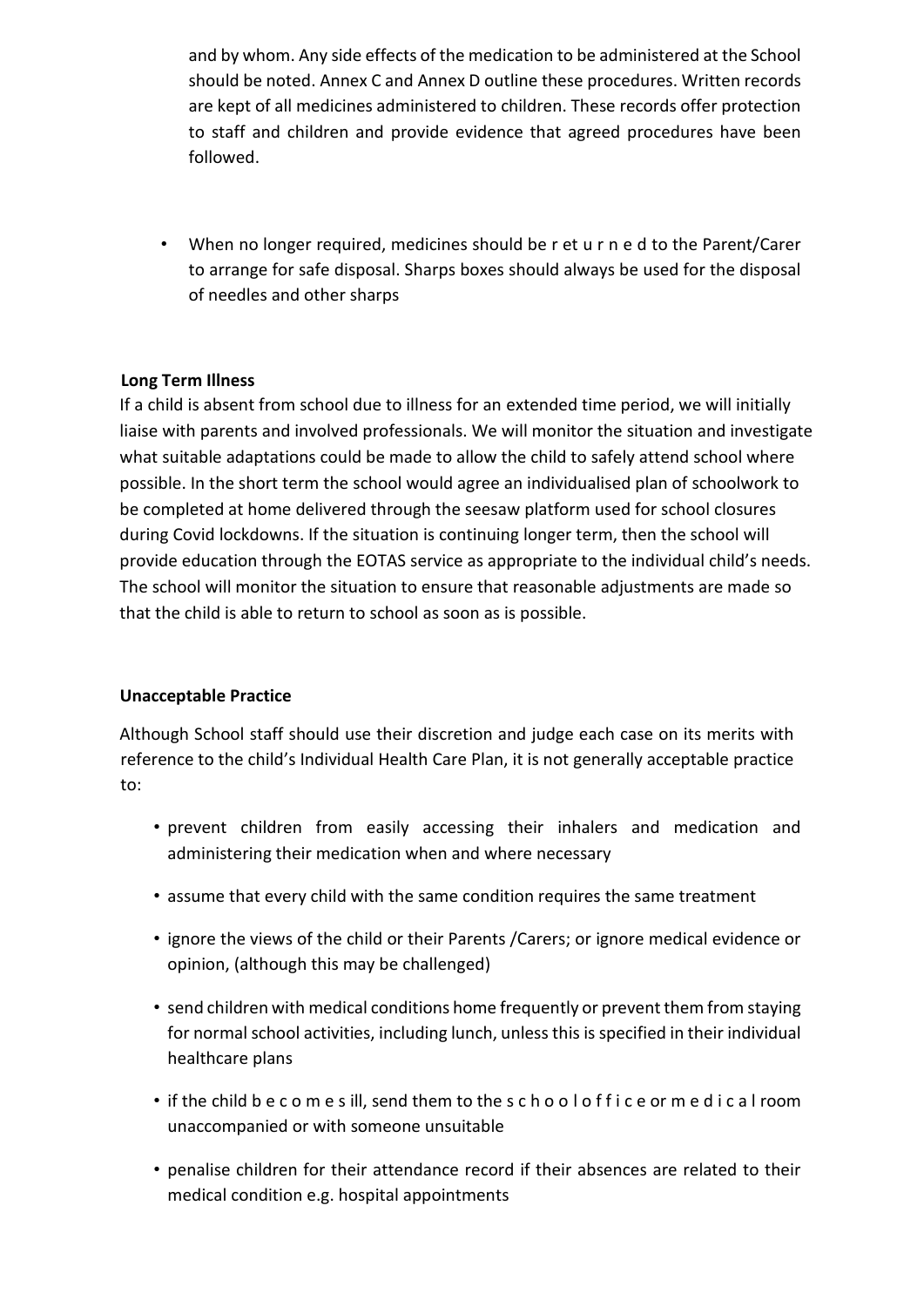and by whom. Any side effects of the medication to be administered at the School should be noted. Annex C and Annex D outline these procedures. Written records are kept of all medicines administered to children. These records offer protection to staff and children and provide evidence that agreed procedures have been followed.

- When no longer required, medicines should be returned to the Parent/Carer to arrange for safe disposal. Sharps boxes should always be used for the disposal of needles and other sharps

**Long Term Illness**

If a child is absent from school due to illness for an extended time period, we will initially liaise with parents and involved professionals. We will monitor the situation and investigate what suitable adaptations could be made to allow the child to safely attend school where possible. In the short term the school would agree an individualised plan of schoolwork to be completed at home delivered through the seesaw platform used for school closures during Covid lockdowns. If the situation is continuing longer term, then the school will provide education through the EOTAS service as appropriate to the individual child's needs. The school will monitor the situation to ensure that reasonable adjustments are made so that the child is able to return to school as soon as is possible.

**Unacceptable Practice**

Although School staff should use their discretion and judge each case on its merits with reference to the child's Individual Health Care Plan, it is not generally acceptable practice to:

- prevent children from easily accessing their inhalers and medication and administering their medication when and where necessary
- assume that every child with the same condition requires the same treatment
- ignore the views of the child or their Parents /Carers; or ignore medical evidence or opinion, (although this may be challenged)
- send children with medical conditions home frequently or prevent them from staying for normal school activities, including lunch, unless this is specified in their individual healthcare plans
- if the child becomes ill, send them to the school office or medical room unaccompanied or with someone unsuitable
- penalise children for their attendance record if their absences are related to their medical condition e.g. hospital appointments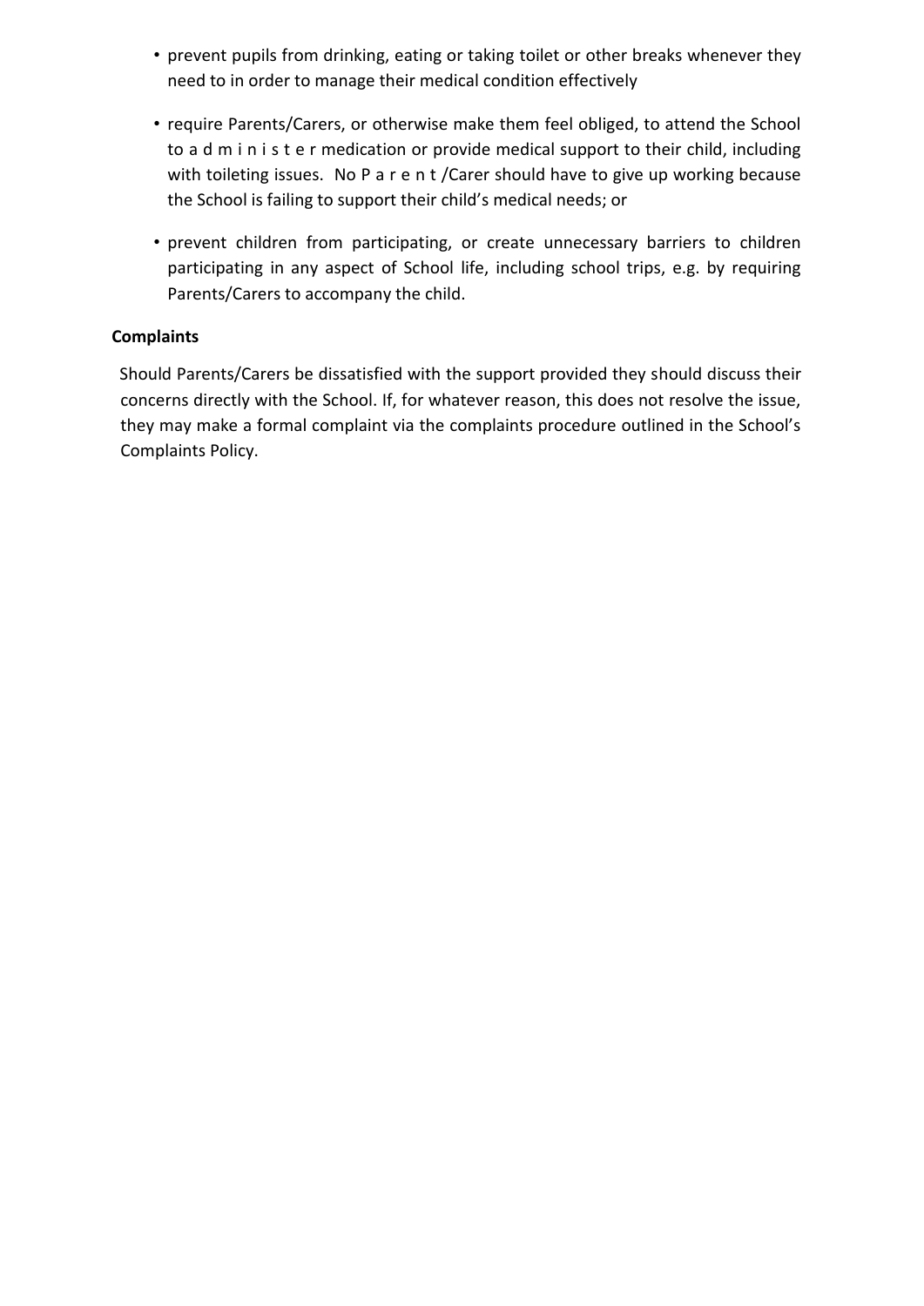- prevent pupils from drinking, eating or taking toilet or other breaks whenever they need to in order to manage their medical condition effectively
- require Parents/Carers, or otherwise make them feel obliged, to attend the School to administer medication or provide medical support to their child, including with toileting issues. No Parent/Carer should have to give up working because the School is failing to support their child's medical needs; or
- prevent children from participating, or create unnecessary barriers to children participating in any aspect of School life, including school trips, e.g. by requiring Parents/Carers to accompany the child.

**Complaints**

Should Parents/Carers be dissatisfied with the support provided they should discuss their concerns directly with the School. If, for whatever reason, this does not resolve the issue, they may make a formal complaint via the complaints procedure outlined in the School's Complaints Policy.